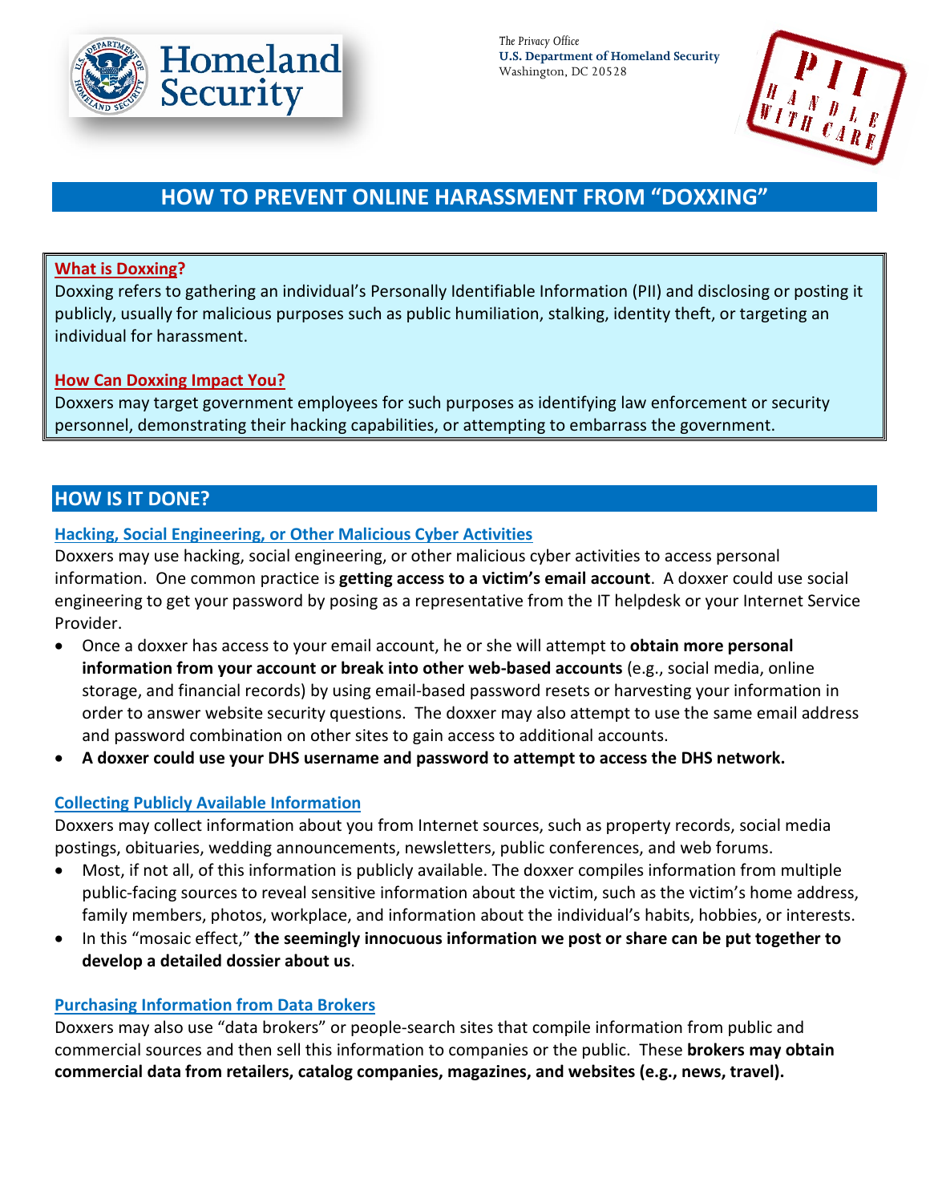The Privacy Office
**U.S. Department of Homeland Security**
Washington, DC 20528

# HOW TO PREVENT ONLINE HARASSMENT FROM "DOXXING"

### What is Doxxing?

Doxxing refers to gathering an individual's Personally Identifiable Information (PII) and disclosing or posting it publicly, usually for malicious purposes such as public humiliation, stalking, identity theft, or targeting an individual for harassment.

### How Can Doxxing Impact You?

Doxxers may target government employees for such purposes as identifying law enforcement or security personnel, demonstrating their hacking capabilities, or attempting to embarrass the government.

## HOW IS IT DONE?

### Hacking, Social Engineering, or Other Malicious Cyber Activities

Doxxers may use hacking, social engineering, or other malicious cyber activities to access personal information. One common practice is **getting access to a victim's email account**. A doxxer could use social engineering to get your password by posing as a representative from the IT helpdesk or your Internet Service Provider.

- Once a doxxer has access to your email account, he or she will attempt to **obtain more personal information from your account or break into other web-based accounts** (e.g., social media, online storage, and financial records) by using email-based password resets or harvesting your information in order to answer website security questions. The doxxer may also attempt to use the same email address and password combination on other sites to gain access to additional accounts.
- **A doxxer could use your DHS username and password to attempt to access the DHS network.**

### Collecting Publicly Available Information

Doxxers may collect information about you from Internet sources, such as property records, social media postings, obituaries, wedding announcements, newsletters, public conferences, and web forums.

- Most, if not all, of this information is publicly available. The doxxer compiles information from multiple public-facing sources to reveal sensitive information about the victim, such as the victim's home address, family members, photos, workplace, and information about the individual's habits, hobbies, or interests.
- In this "mosaic effect," **the seemingly innocuous information we post or share can be put together to develop a detailed dossier about us**.

### Purchasing Information from Data Brokers

Doxxers may also use "data brokers" or people-search sites that compile information from public and commercial sources and then sell this information to companies or the public. These **brokers may obtain commercial data from retailers, catalog companies, magazines, and websites (e.g., news, travel).**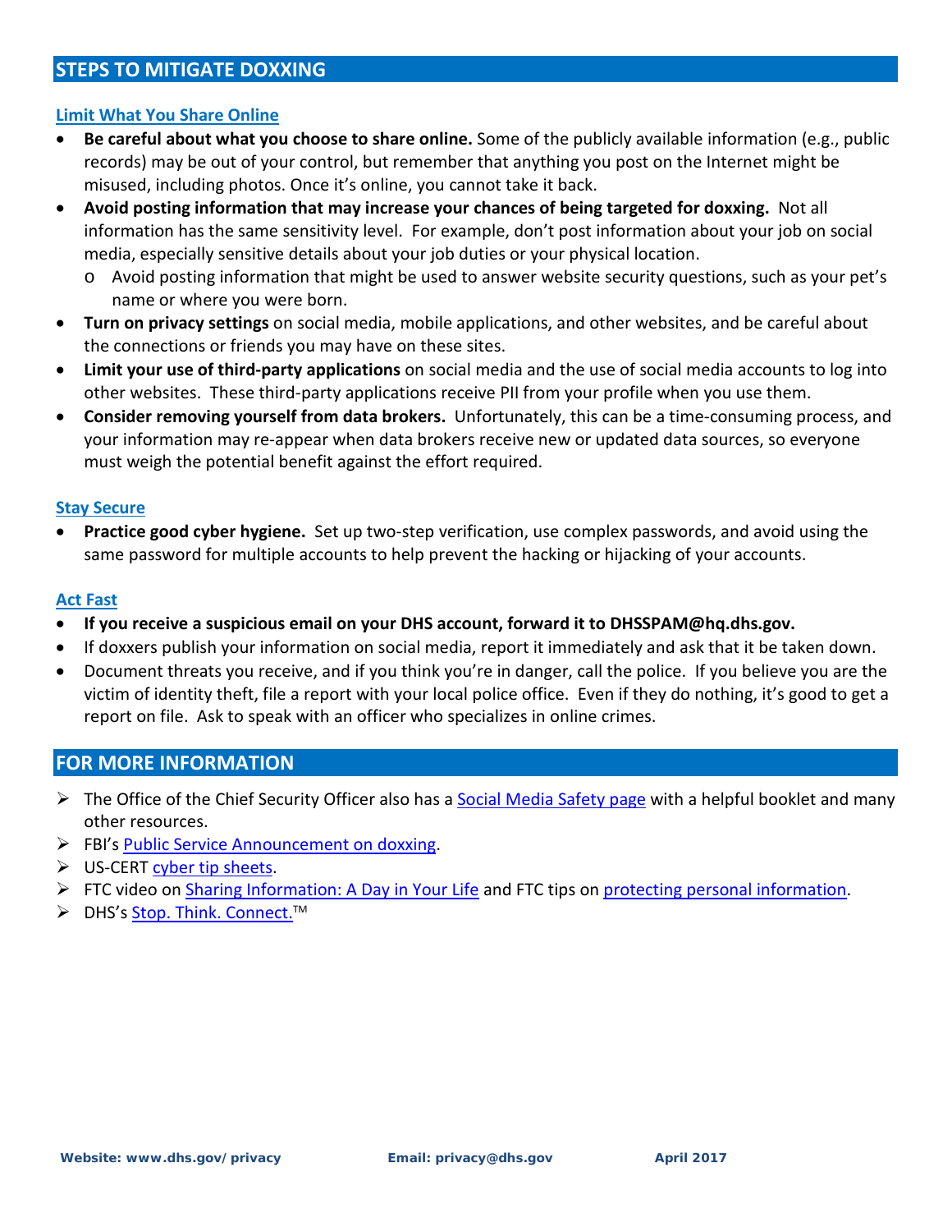## STEPS TO MITIGATE DOXXING

### Limit What You Share Online

- **Be careful about what you choose to share online.** Some of the publicly available information (e.g., public records) may be out of your control, but remember that anything you post on the Internet might be misused, including photos. Once it's online, you cannot take it back.
- **Avoid posting information that may increase your chances of being targeted for doxxing.** Not all information has the same sensitivity level. For example, don't post information about your job on social media, especially sensitive details about your job duties or your physical location.
  - Avoid posting information that might be used to answer website security questions, such as your pet's name or where you were born.
- **Turn on privacy settings** on social media, mobile applications, and other websites, and be careful about the connections or friends you may have on these sites.
- **Limit your use of third-party applications** on social media and the use of social media accounts to log into other websites. These third-party applications receive PII from your profile when you use them.
- **Consider removing yourself from data brokers.** Unfortunately, this can be a time-consuming process, and your information may re-appear when data brokers receive new or updated data sources, so everyone must weigh the potential benefit against the effort required.

### Stay Secure

- **Practice good cyber hygiene.** Set up two-step verification, use complex passwords, and avoid using the same password for multiple accounts to help prevent the hacking or hijacking of your accounts.

### Act Fast

- **If you receive a suspicious email on your DHS account, forward it to DHSSPAM@hq.dhs.gov.**
- If doxxers publish your information on social media, report it immediately and ask that it be taken down.
- Document threats you receive, and if you think you're in danger, call the police. If you believe you are the victim of identity theft, file a report with your local police office. Even if they do nothing, it's good to get a report on file. Ask to speak with an officer who specializes in online crimes.

## FOR MORE INFORMATION

- The Office of the Chief Security Officer also has a Social Media Safety page with a helpful booklet and many other resources.
- FBI's Public Service Announcement on doxxing.
- US-CERT cyber tip sheets.
- FTC video on Sharing Information: A Day in Your Life and FTC tips on protecting personal information.
- DHS's Stop. Think. Connect.™

**Website: www.dhs.gov/privacy** **Email: privacy@dhs.gov** **April 2017**